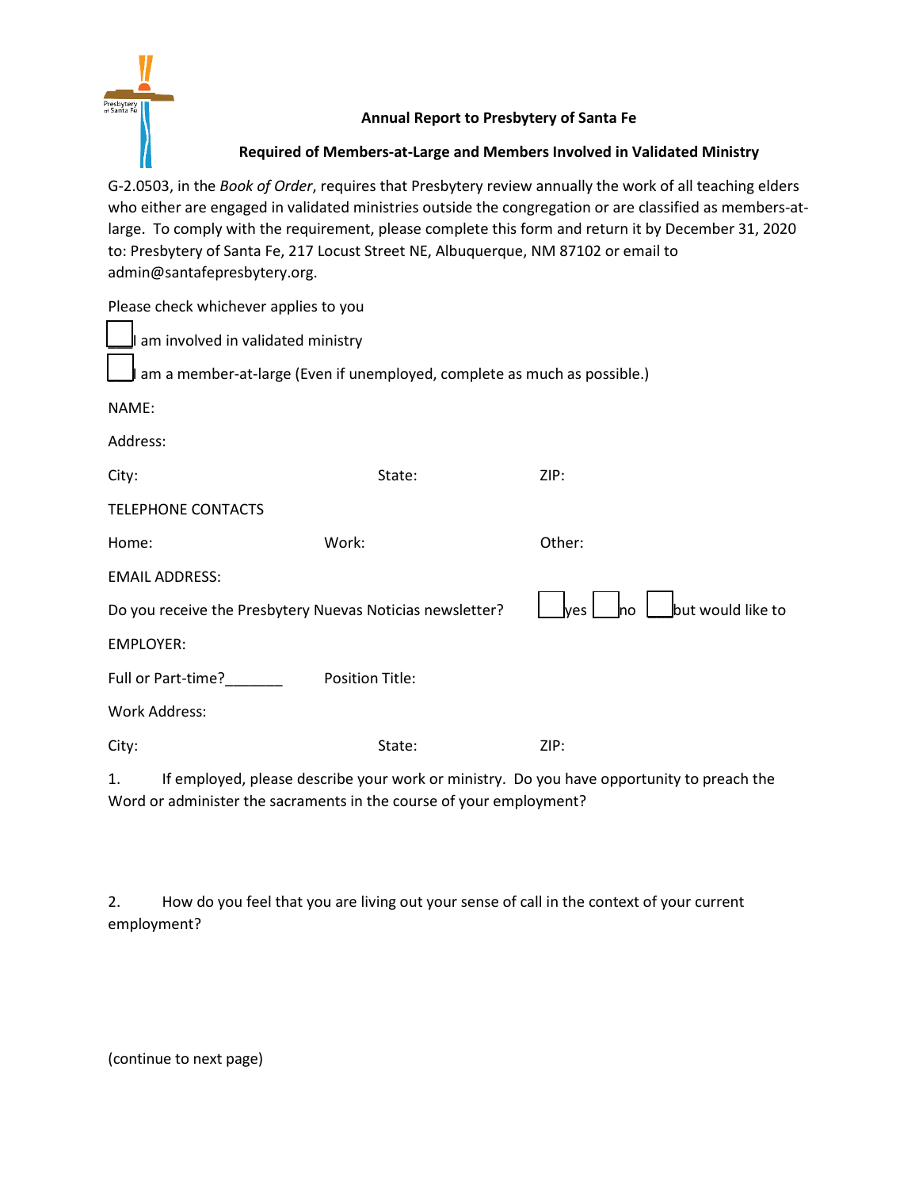**Annual Report to Presbytery of Santa Fe**

**Required of Members-at-Large and Members Involved in Validated Ministry**

G-2.0503, in the *Book of Order*, requires that Presbytery review annually the work of all teaching elders who either are engaged in validated ministries outside the congregation or are classified as members-at-large. To comply with the requirement, please complete this form and return it by December 31, 2020 to: Presbytery of Santa Fe, 217 Locust Street NE, Albuquerque, NM 87102 or email to admin@santafepresbytery.org.

Please check whichever applies to you

☐ I am involved in validated ministry

☐ I am a member-at-large (Even if unemployed, complete as much as possible.)

NAME:

Address:

City: State: ZIP:

TELEPHONE CONTACTS

Home: Work: Other:

EMAIL ADDRESS:

Do you receive the Presbytery Nuevas Noticias newsletter? ☐ yes ☐ no ☐ but would like to

EMPLOYER:

Full or Part-time?_______ Position Title:

Work Address:

City: State: ZIP:

1. If employed, please describe your work or ministry. Do you have opportunity to preach the Word or administer the sacraments in the course of your employment?

2. How do you feel that you are living out your sense of call in the context of your current employment?

(continue to next page)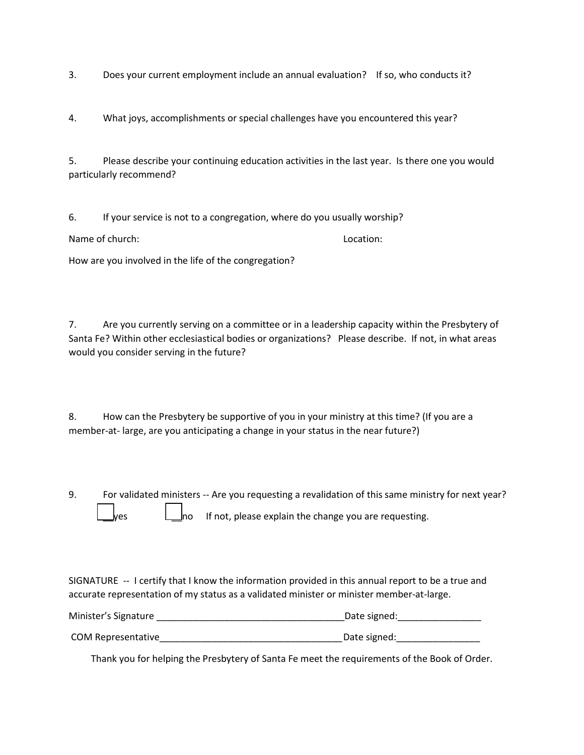3. Does your current employment include an annual evaluation? If so, who conducts it?

4. What joys, accomplishments or special challenges have you encountered this year?

5. Please describe your continuing education activities in the last year. Is there one you would particularly recommend?

6. If your service is not to a congregation, where do you usually worship?

Name of church: Location:

How are you involved in the life of the congregation?

7. Are you currently serving on a committee or in a leadership capacity within the Presbytery of Santa Fe? Within other ecclesiastical bodies or organizations? Please describe. If not, in what areas would you consider serving in the future?

8. How can the Presbytery be supportive of you in your ministry at this time? (If you are a member-at- large, are you anticipating a change in your status in the near future?)

9. For validated ministers -- Are you requesting a revalidation of this same ministry for next year?

☐ __yes ☐ __no If not, please explain the change you are requesting.

SIGNATURE -- I certify that I know the information provided in this annual report to be a true and accurate representation of my status as a validated minister or minister member-at-large.

Minister's Signature ____________________________________Date signed:________________

COM Representative___________________________________Date signed:________________

Thank you for helping the Presbytery of Santa Fe meet the requirements of the Book of Order.